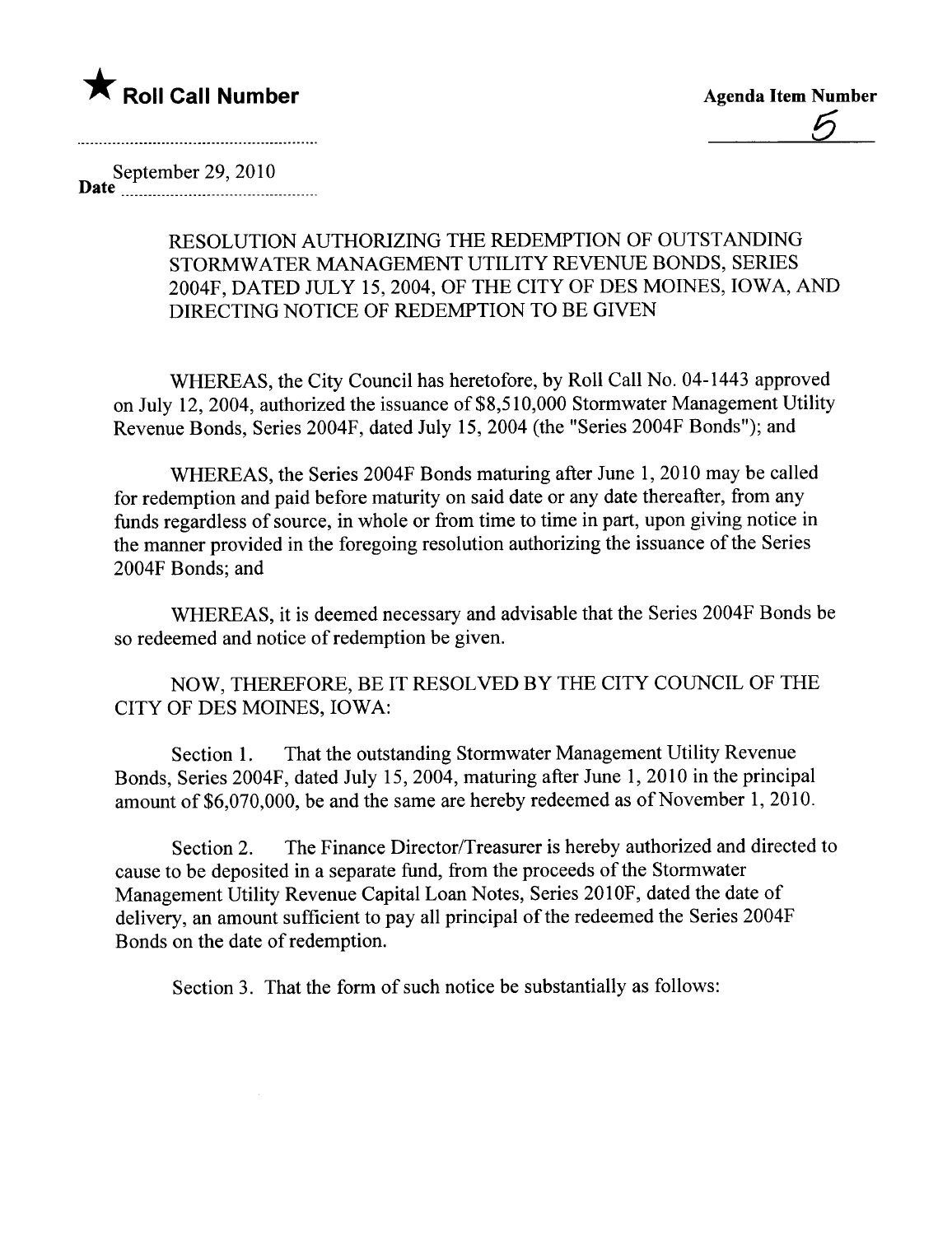★ **Roll Call Number**

**Agenda Item Number**

5

Date September 29, 2010

RESOLUTION AUTHORIZING THE REDEMPTION OF OUTSTANDING STORMWATER MANAGEMENT UTILITY REVENUE BONDS, SERIES 2004F, DATED JULY 15, 2004, OF THE CITY OF DES MOINES, IOWA, AND DIRECTING NOTICE OF REDEMPTION TO BE GIVEN

WHEREAS, the City Council has heretofore, by Roll Call No. 04-1443 approved on July 12, 2004, authorized the issuance of $8,510,000 Stormwater Management Utility Revenue Bonds, Series 2004F, dated July 15, 2004 (the "Series 2004F Bonds"); and

WHEREAS, the Series 2004F Bonds maturing after June 1, 2010 may be called for redemption and paid before maturity on said date or any date thereafter, from any funds regardless of source, in whole or from time to time in part, upon giving notice in the manner provided in the foregoing resolution authorizing the issuance of the Series 2004F Bonds; and

WHEREAS, it is deemed necessary and advisable that the Series 2004F Bonds be so redeemed and notice of redemption be given.

NOW, THEREFORE, BE IT RESOLVED BY THE CITY COUNCIL OF THE CITY OF DES MOINES, IOWA:

Section 1. That the outstanding Stormwater Management Utility Revenue Bonds, Series 2004F, dated July 15, 2004, maturing after June 1, 2010 in the principal amount of $6,070,000, be and the same are hereby redeemed as of November 1, 2010.

Section 2. The Finance Director/Treasurer is hereby authorized and directed to cause to be deposited in a separate fund, from the proceeds of the Stormwater Management Utility Revenue Capital Loan Notes, Series 2010F, dated the date of delivery, an amount sufficient to pay all principal of the redeemed the Series 2004F Bonds on the date of redemption.

Section 3. That the form of such notice be substantially as follows: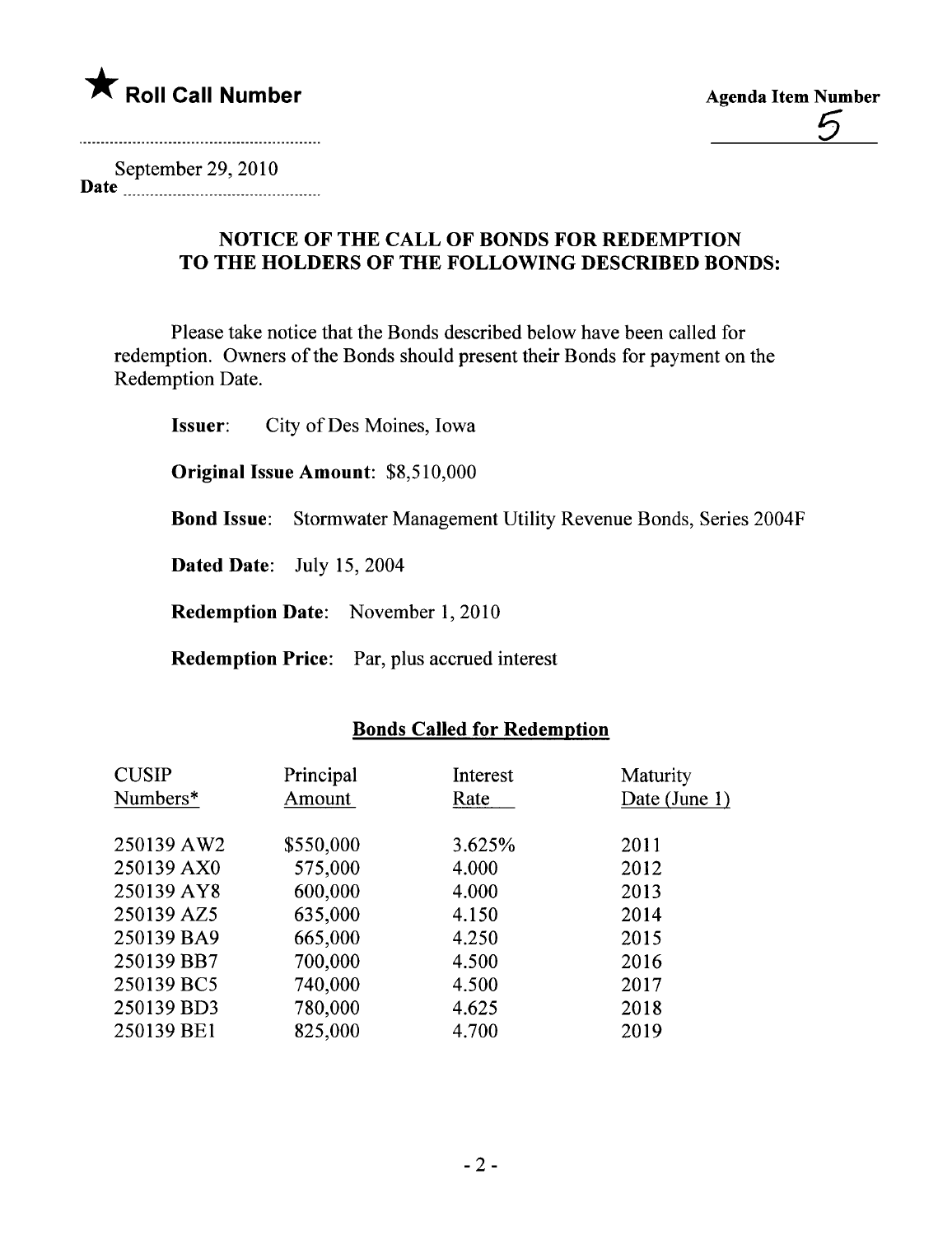★ **Roll Call Number**

**Agenda Item Number**

5

September 29, 2010

**Date**

## NOTICE OF THE CALL OF BONDS FOR REDEMPTION TO THE HOLDERS OF THE FOLLOWING DESCRIBED BONDS:

Please take notice that the Bonds described below have been called for redemption. Owners of the Bonds should present their Bonds for payment on the Redemption Date.

**Issuer**: City of Des Moines, Iowa

**Original Issue Amount**: $8,510,000

**Bond Issue**: Stormwater Management Utility Revenue Bonds, Series 2004F

**Dated Date**: July 15, 2004

**Redemption Date**: November 1, 2010

**Redemption Price**: Par, plus accrued interest

### Bonds Called for Redemption

| CUSIP Numbers* | Principal Amount | Interest Rate | Maturity Date (June 1) |
|---|---|---|---|
| 250139 AW2 | $550,000 | 3.625% | 2011 |
| 250139 AX0 | 575,000 | 4.000 | 2012 |
| 250139 AY8 | 600,000 | 4.000 | 2013 |
| 250139 AZ5 | 635,000 | 4.150 | 2014 |
| 250139 BA9 | 665,000 | 4.250 | 2015 |
| 250139 BB7 | 700,000 | 4.500 | 2016 |
| 250139 BC5 | 740,000 | 4.500 | 2017 |
| 250139 BD3 | 780,000 | 4.625 | 2018 |
| 250139 BE1 | 825,000 | 4.700 | 2019 |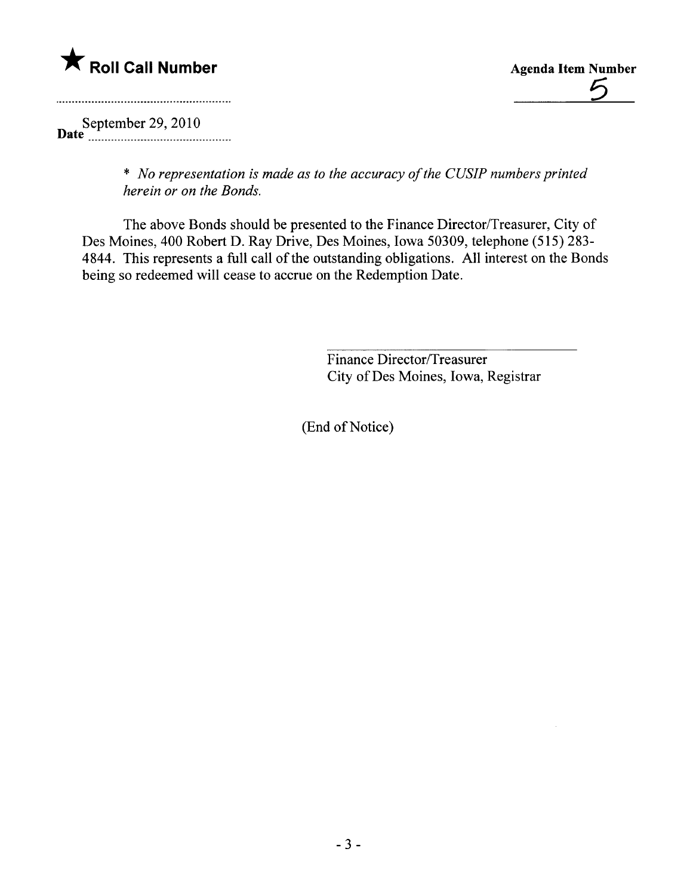★ **Roll Call Number**

**Agenda Item Number**

5

**Date** September 29, 2010

\* *No representation is made as to the accuracy of the CUSIP numbers printed herein or on the Bonds.*

The above Bonds should be presented to the Finance Director/Treasurer, City of Des Moines, 400 Robert D. Ray Drive, Des Moines, Iowa 50309, telephone (515) 283-4844. This represents a full call of the outstanding obligations. All interest on the Bonds being so redeemed will cease to accrue on the Redemption Date.

Finance Director/Treasurer
City of Des Moines, Iowa, Registrar

(End of Notice)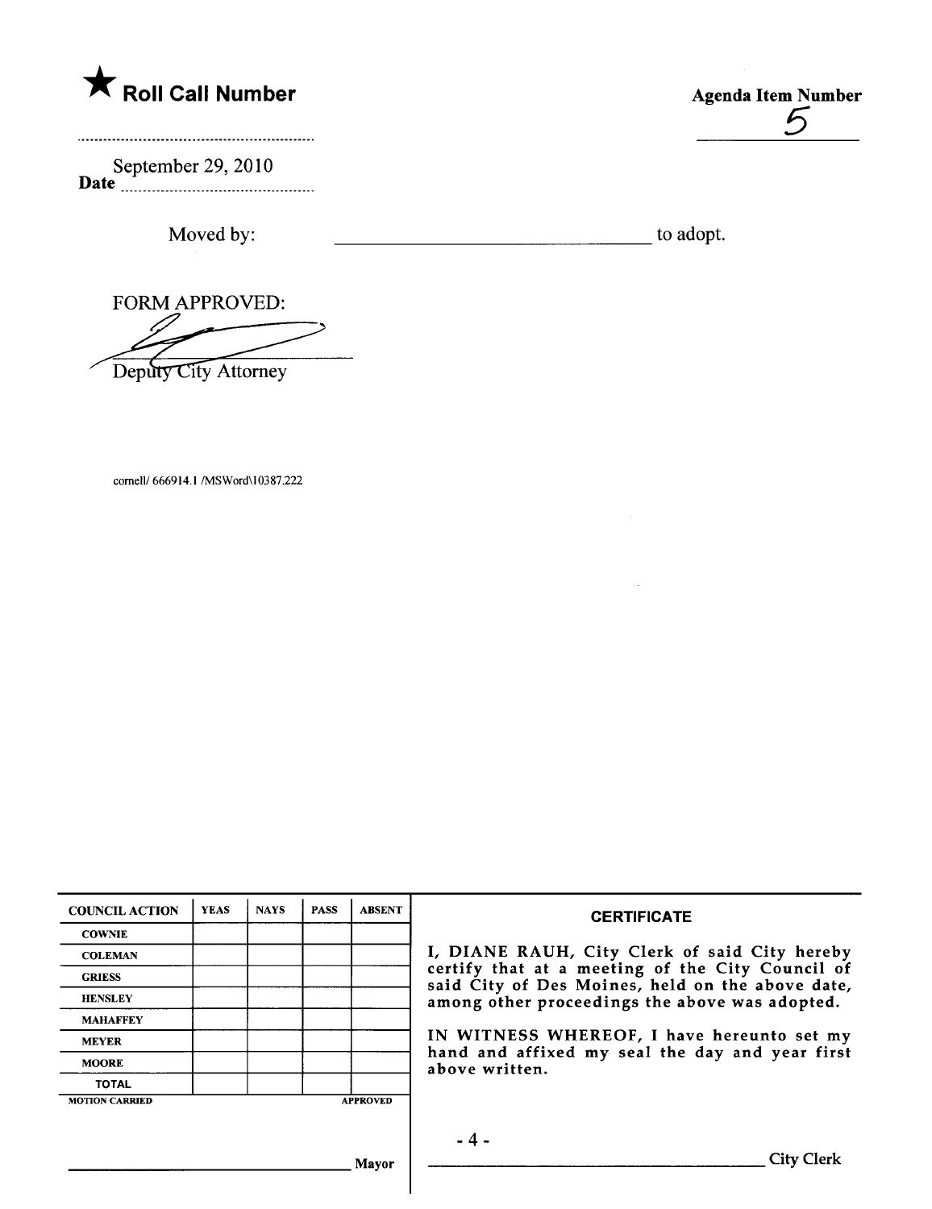★ **Roll Call Number**

**Agenda Item Number**
5

**Date** September 29, 2010

Moved by: ______________________________ to adopt.

FORM APPROVED:

Deputy City Attorney

cornell/ 666914.1 /MSWord\10387.222

| COUNCIL ACTION | YEAS | NAYS | PASS | ABSENT |
|---|---|---|---|---|
| COWNIE | | | | |
| COLEMAN | | | | |
| GRIESS | | | | |
| HENSLEY | | | | |
| MAHAFFEY | | | | |
| MEYER | | | | |
| MOORE | | | | |
| TOTAL | | | | |

MOTION CARRIED APPROVED

______________________________ Mayor

**CERTIFICATE**

I, DIANE RAUH, City Clerk of said City hereby certify that at a meeting of the City Council of said City of Des Moines, held on the above date, among other proceedings the above was adopted.

IN WITNESS WHEREOF, I have hereunto set my hand and affixed my seal the day and year first above written.

______________________________ City Clerk